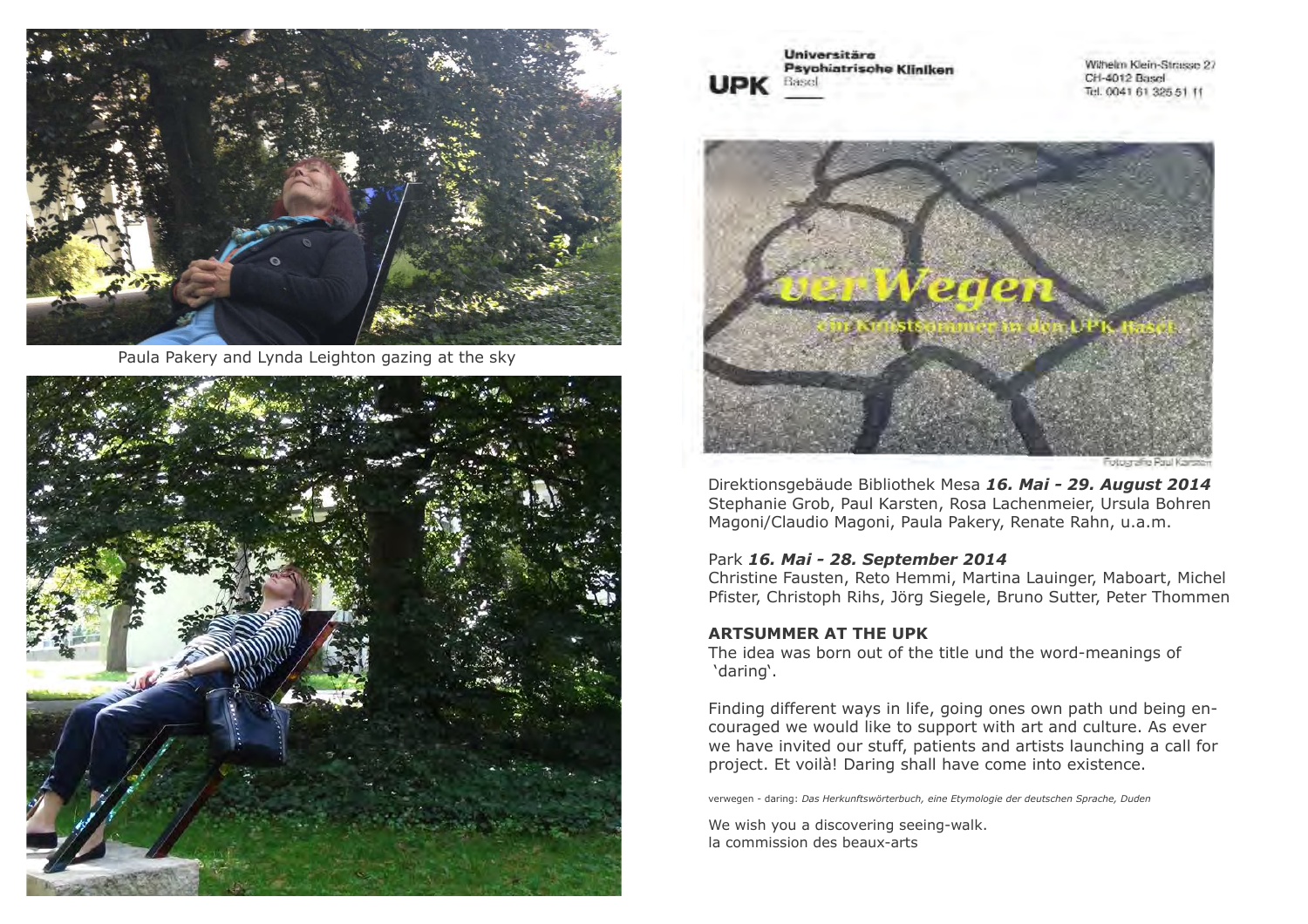Paula Pakery and Lynda Leighton gazing at the sky

**UPK** Universitäre Psychiatrische Kliniken Basel

Wilhelm Klein-Strasse 27
CH-4012 Basel
Tel. 0041 61 325 51 11

verWegen
ein Kunstsommer in den UPK Basel

Fotografie Paul Karsten

Direktionsgebäude Bibliothek Mesa ***16. Mai - 29. August 2014***
Stephanie Grob, Paul Karsten, Rosa Lachenmeier, Ursula Bohren Magoni/Claudio Magoni, Paula Pakery, Renate Rahn, u.a.m.

Park ***16. Mai - 28. September 2014***
Christine Fausten, Reto Hemmi, Martina Lauinger, Maboart, Michel Pfister, Christoph Rihs, Jörg Siegele, Bruno Sutter, Peter Thommen

**ARTSUMMER AT THE UPK**
The idea was born out of the title und the word-meanings of 'daring'.

Finding different ways in life, going ones own path und being encouraged we would like to support with art and culture. As ever we have invited our stuff, patients and artists launching a call for project. Et voilà! Daring shall have come into existence.

verwegen - daring: *Das Herkunftswörterbuch, eine Etymologie der deutschen Sprache, Duden*

We wish you a discovering seeing-walk.
la commission des beaux-arts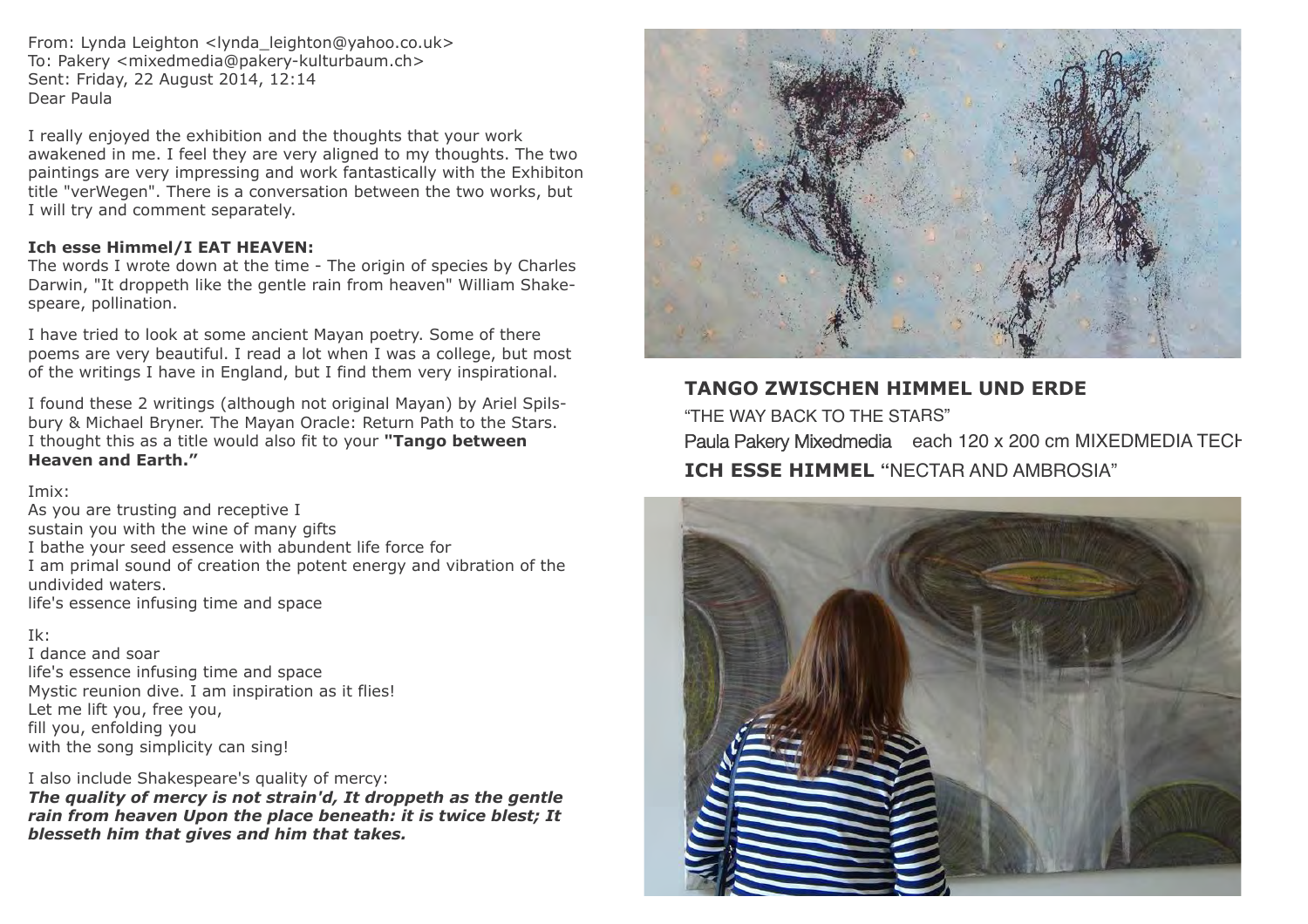From: Lynda Leighton <lynda_leighton@yahoo.co.uk>
To: Pakery <mixedmedia@pakery-kulturbaum.ch>
Sent: Friday, 22 August 2014, 12:14
Dear Paula

I really enjoyed the exhibition and the thoughts that your work awakened in me. I feel they are very aligned to my thoughts. The two paintings are very impressing and work fantastically with the Exhibiton title "verWegen". There is a conversation between the two works, but I will try and comment separately.

**Ich esse Himmel/I EAT HEAVEN:**
The words I wrote down at the time - The origin of species by Charles Darwin, "It droppeth like the gentle rain from heaven" William Shakespeare, pollination.

I have tried to look at some ancient Mayan poetry. Some of there poems are very beautiful. I read a lot when I was a college, but most of the writings I have in England, but I find them very inspirational.

I found these 2 writings (although not original Mayan) by Ariel Spilsbury & Michael Bryner. The Mayan Oracle: Return Path to the Stars. I thought this as a title would also fit to your **"Tango between Heaven and Earth."**

Imix:
As you are trusting and receptive I
sustain you with the wine of many gifts
I bathe your seed essence with abundent life force for
I am primal sound of creation the potent energy and vibration of the undivided waters.
life's essence infusing time and space

Ik:
I dance and soar
life's essence infusing time and space
Mystic reunion dive. I am inspiration as it flies!
Let me lift you, free you,
fill you, enfolding you
with the song simplicity can sing!

I also include Shakespeare's quality of mercy:
***The quality of mercy is not strain'd, It droppeth as the gentle rain from heaven Upon the place beneath: it is twice blest; It blesseth him that gives and him that takes.***

**TANGO ZWISCHEN HIMMEL UND ERDE**
"THE WAY BACK TO THE STARS"
Paula Pakery Mixedmedia each 120 x 200 cm MIXEDMEDIA TECH
**ICH ESSE HIMMEL** "NECTAR AND AMBROSIA"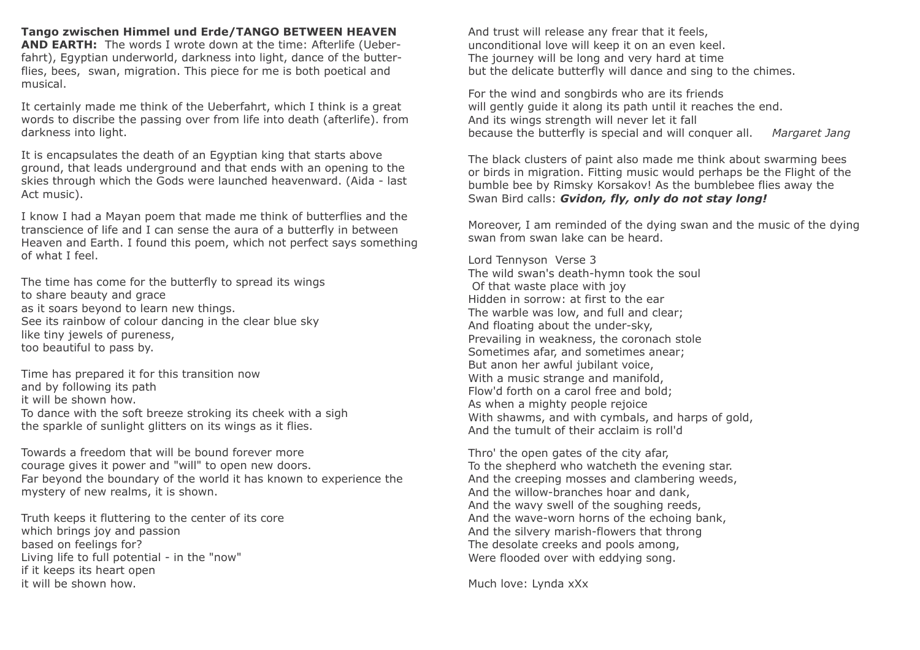**Tango zwischen Himmel und Erde/TANGO BETWEEN HEAVEN AND EARTH:** The words I wrote down at the time: Afterlife (Ueberfahrt), Egyptian underworld, darkness into light, dance of the butterflies, bees, swan, migration. This piece for me is both poetical and musical.

It certainly made me think of the Ueberfahrt, which I think is a great words to discribe the passing over from life into death (afterlife). from darkness into light.

It is encapsulates the death of an Egyptian king that starts above ground, that leads underground and that ends with an opening to the skies through which the Gods were launched heavenward. (Aida - last Act music).

I know I had a Mayan poem that made me think of butterflies and the transcience of life and I can sense the aura of a butterfly in between Heaven and Earth. I found this poem, which not perfect says something of what I feel.

The time has come for the butterfly to spread its wings
to share beauty and grace
as it soars beyond to learn new things.
See its rainbow of colour dancing in the clear blue sky
like tiny jewels of pureness,
too beautiful to pass by.

Time has prepared it for this transition now
and by following its path
it will be shown how.
To dance with the soft breeze stroking its cheek with a sigh
the sparkle of sunlight glitters on its wings as it flies.

Towards a freedom that will be bound forever more
courage gives it power and "will" to open new doors.
Far beyond the boundary of the world it has known to experience the mystery of new realms, it is shown.

Truth keeps it fluttering to the center of its core
which brings joy and passion
based on feelings for?
Living life to full potential - in the "now"
if it keeps its heart open
it will be shown how.

And trust will release any frear that it feels,
unconditional love will keep it on an even keel.
The journey will be long and very hard at time
but the delicate butterfly will dance and sing to the chimes.

For the wind and songbirds who are its friends
will gently guide it along its path until it reaches the end.
And its wings strength will never let it fall
because the butterfly is special and will conquer all. *Margaret Jang*

The black clusters of paint also made me think about swarming bees or birds in migration. Fitting music would perhaps be the Flight of the bumble bee by Rimsky Korsakov! As the bumblebee flies away the Swan Bird calls: ***Gvidon, fly, only do not stay long!***

Moreover, I am reminded of the dying swan and the music of the dying swan from swan lake can be heard.

Lord Tennyson Verse 3
The wild swan's death-hymn took the soul
Of that waste place with joy
Hidden in sorrow: at first to the ear
The warble was low, and full and clear;
And floating about the under-sky,
Prevailing in weakness, the coronach stole
Sometimes afar, and sometimes anear;
But anon her awful jubilant voice,
With a music strange and manifold,
Flow'd forth on a carol free and bold;
As when a mighty people rejoice
With shawms, and with cymbals, and harps of gold,
And the tumult of their acclaim is roll'd

Thro' the open gates of the city afar,
To the shepherd who watcheth the evening star.
And the creeping mosses and clambering weeds,
And the willow-branches hoar and dank,
And the wavy swell of the soughing reeds,
And the wave-worn horns of the echoing bank,
And the silvery marish-flowers that throng
The desolate creeks and pools among,
Were flooded over with eddying song.

Much love: Lynda xXx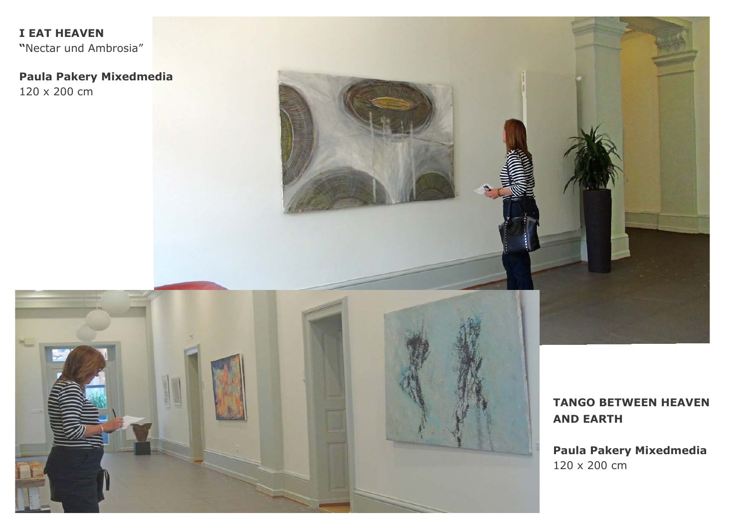**I EAT HEAVEN**
**"**Nectar und Ambrosia"

**Paula Pakery Mixedmedia**
120 x 200 cm

**TANGO BETWEEN HEAVEN AND EARTH**

**Paula Pakery Mixedmedia**
120 x 200 cm